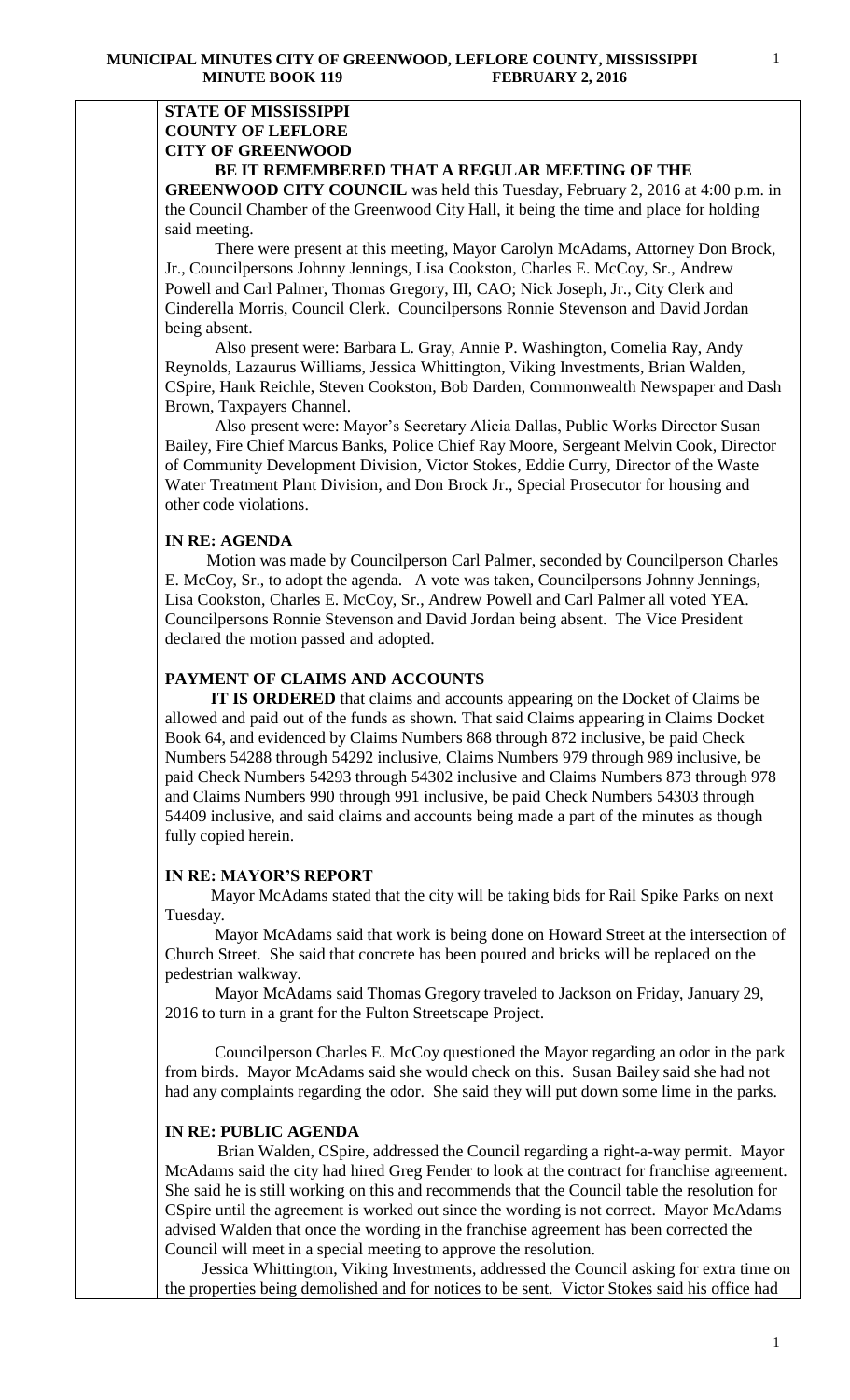**STATE OF MISSISSIPPI**
**COUNTY OF LEFLORE**
**CITY OF GREENWOOD**

**BE IT REMEMBERED THAT A REGULAR MEETING OF THE GREENWOOD CITY COUNCIL** was held this Tuesday, February 2, 2016 at 4:00 p.m. in the Council Chamber of the Greenwood City Hall, it being the time and place for holding said meeting.

There were present at this meeting, Mayor Carolyn McAdams, Attorney Don Brock, Jr., Councilpersons Johnny Jennings, Lisa Cookston, Charles E. McCoy, Sr., Andrew Powell and Carl Palmer, Thomas Gregory, III, CAO; Nick Joseph, Jr., City Clerk and Cinderella Morris, Council Clerk. Councilpersons Ronnie Stevenson and David Jordan being absent.

Also present were: Barbara L. Gray, Annie P. Washington, Comelia Ray, Andy Reynolds, Lazaurus Williams, Jessica Whittington, Viking Investments, Brian Walden, CSpire, Hank Reichle, Steven Cookston, Bob Darden, Commonwealth Newspaper and Dash Brown, Taxpayers Channel.

Also present were: Mayor's Secretary Alicia Dallas, Public Works Director Susan Bailey, Fire Chief Marcus Banks, Police Chief Ray Moore, Sergeant Melvin Cook, Director of Community Development Division, Victor Stokes, Eddie Curry, Director of the Waste Water Treatment Plant Division, and Don Brock Jr., Special Prosecutor for housing and other code violations.

**IN RE: AGENDA**

Motion was made by Councilperson Carl Palmer, seconded by Councilperson Charles E. McCoy, Sr., to adopt the agenda. A vote was taken, Councilpersons Johnny Jennings, Lisa Cookston, Charles E. McCoy, Sr., Andrew Powell and Carl Palmer all voted YEA. Councilpersons Ronnie Stevenson and David Jordan being absent. The Vice President declared the motion passed and adopted.

**PAYMENT OF CLAIMS AND ACCOUNTS**

**IT IS ORDERED** that claims and accounts appearing on the Docket of Claims be allowed and paid out of the funds as shown. That said Claims appearing in Claims Docket Book 64, and evidenced by Claims Numbers 868 through 872 inclusive, be paid Check Numbers 54288 through 54292 inclusive, Claims Numbers 979 through 989 inclusive, be paid Check Numbers 54293 through 54302 inclusive and Claims Numbers 873 through 978 and Claims Numbers 990 through 991 inclusive, be paid Check Numbers 54303 through 54409 inclusive, and said claims and accounts being made a part of the minutes as though fully copied herein.

**IN RE: MAYOR'S REPORT**

Mayor McAdams stated that the city will be taking bids for Rail Spike Parks on next Tuesday.

Mayor McAdams said that work is being done on Howard Street at the intersection of Church Street. She said that concrete has been poured and bricks will be replaced on the pedestrian walkway.

Mayor McAdams said Thomas Gregory traveled to Jackson on Friday, January 29, 2016 to turn in a grant for the Fulton Streetscape Project.

Councilperson Charles E. McCoy questioned the Mayor regarding an odor in the park from birds. Mayor McAdams said she would check on this. Susan Bailey said she had not had any complaints regarding the odor. She said they will put down some lime in the parks.

**IN RE: PUBLIC AGENDA**

Brian Walden, CSpire, addressed the Council regarding a right-a-way permit. Mayor McAdams said the city had hired Greg Fender to look at the contract for franchise agreement. She said he is still working on this and recommends that the Council table the resolution for CSpire until the agreement is worked out since the wording is not correct. Mayor McAdams advised Walden that once the wording in the franchise agreement has been corrected the Council will meet in a special meeting to approve the resolution.

Jessica Whittington, Viking Investments, addressed the Council asking for extra time on the properties being demolished and for notices to be sent. Victor Stokes said his office had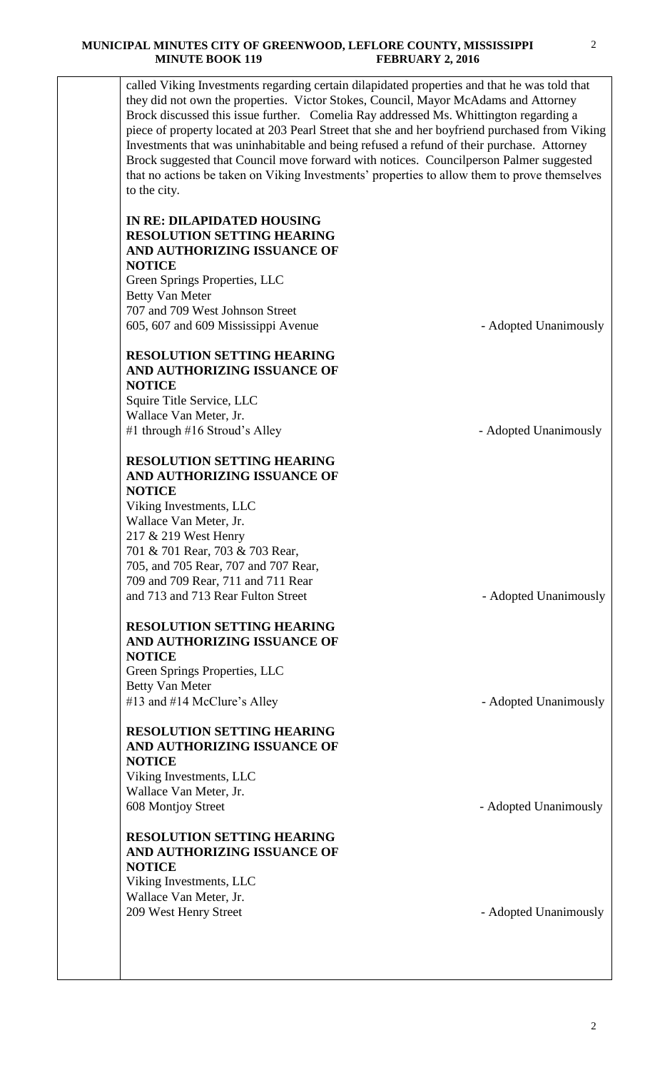called Viking Investments regarding certain dilapidated properties and that he was told that they did not own the properties. Victor Stokes, Council, Mayor McAdams and Attorney Brock discussed this issue further. Comelia Ray addressed Ms. Whittington regarding a piece of property located at 203 Pearl Street that she and her boyfriend purchased from Viking Investments that was uninhabitable and being refused a refund of their purchase. Attorney Brock suggested that Council move forward with notices. Councilperson Palmer suggested that no actions be taken on Viking Investments' properties to allow them to prove themselves to the city.

**IN RE: DILAPIDATED HOUSING**
**RESOLUTION SETTING HEARING AND AUTHORIZING ISSUANCE OF NOTICE**
Green Springs Properties, LLC
Betty Van Meter
707 and 709 West Johnson Street
605, 607 and 609 Mississippi Avenue - Adopted Unanimously

**RESOLUTION SETTING HEARING AND AUTHORIZING ISSUANCE OF NOTICE**
Squire Title Service, LLC
Wallace Van Meter, Jr.
#1 through #16 Stroud's Alley - Adopted Unanimously

**RESOLUTION SETTING HEARING AND AUTHORIZING ISSUANCE OF NOTICE**
Viking Investments, LLC
Wallace Van Meter, Jr.
217 & 219 West Henry
701 & 701 Rear, 703 & 703 Rear,
705, and 705 Rear, 707 and 707 Rear,
709 and 709 Rear, 711 and 711 Rear
and 713 and 713 Rear Fulton Street - Adopted Unanimously

**RESOLUTION SETTING HEARING AND AUTHORIZING ISSUANCE OF NOTICE**
Green Springs Properties, LLC
Betty Van Meter
#13 and #14 McClure's Alley - Adopted Unanimously

**RESOLUTION SETTING HEARING AND AUTHORIZING ISSUANCE OF NOTICE**
Viking Investments, LLC
Wallace Van Meter, Jr.
608 Montjoy Street - Adopted Unanimously

**RESOLUTION SETTING HEARING AND AUTHORIZING ISSUANCE OF NOTICE**
Viking Investments, LLC
Wallace Van Meter, Jr.
209 West Henry Street - Adopted Unanimously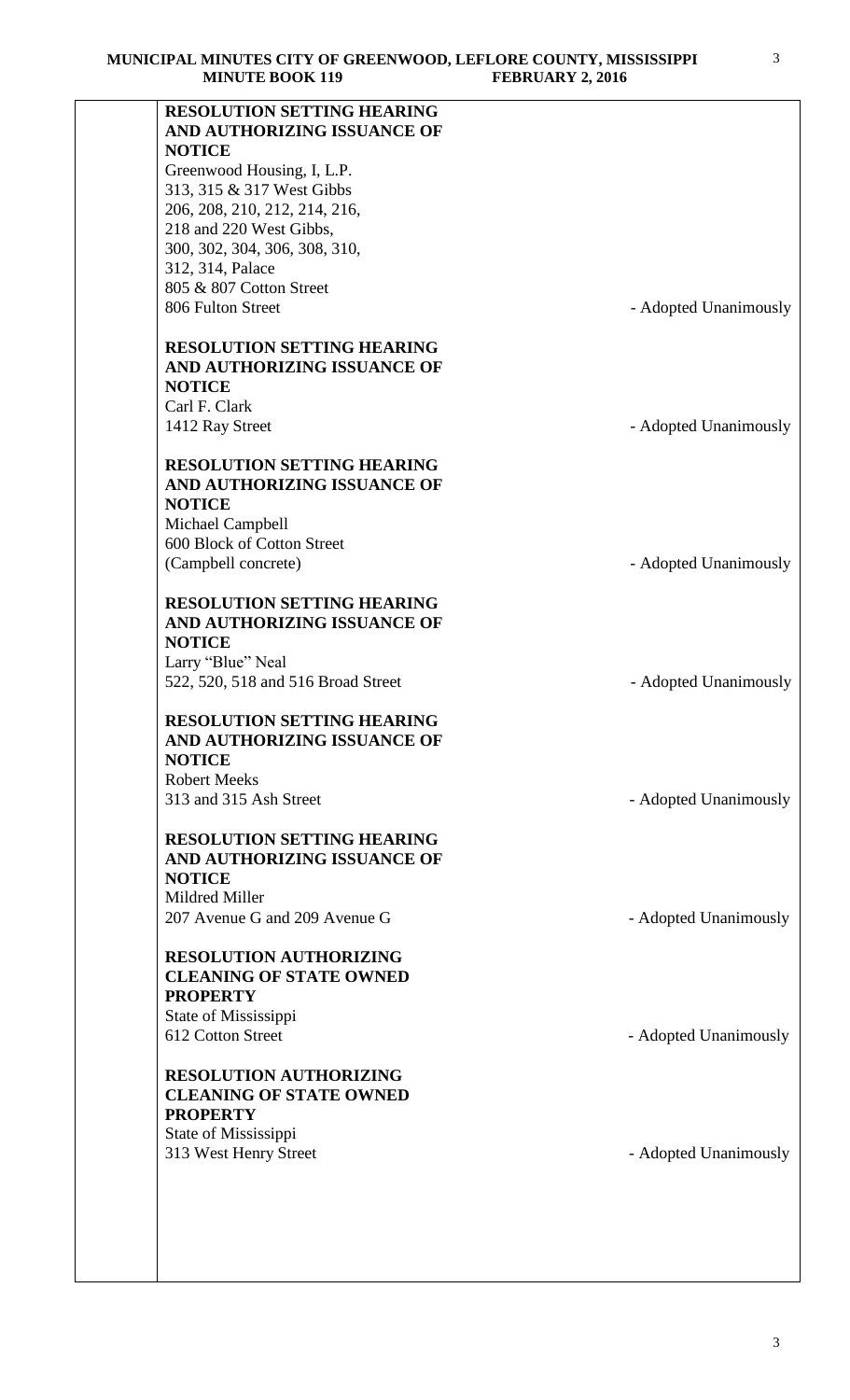**RESOLUTION SETTING HEARING AND AUTHORIZING ISSUANCE OF NOTICE**
Greenwood Housing, I, L.P.
313, 315 & 317 West Gibbs
206, 208, 210, 212, 214, 216,
218 and 220 West Gibbs,
300, 302, 304, 306, 308, 310,
312, 314, Palace
805 & 807 Cotton Street
806 Fulton Street - Adopted Unanimously

**RESOLUTION SETTING HEARING AND AUTHORIZING ISSUANCE OF NOTICE**
Carl F. Clark
1412 Ray Street - Adopted Unanimously

**RESOLUTION SETTING HEARING AND AUTHORIZING ISSUANCE OF NOTICE**
Michael Campbell
600 Block of Cotton Street
(Campbell concrete) - Adopted Unanimously

**RESOLUTION SETTING HEARING AND AUTHORIZING ISSUANCE OF NOTICE**
Larry "Blue" Neal
522, 520, 518 and 516 Broad Street - Adopted Unanimously

**RESOLUTION SETTING HEARING AND AUTHORIZING ISSUANCE OF NOTICE**
Robert Meeks
313 and 315 Ash Street - Adopted Unanimously

**RESOLUTION SETTING HEARING AND AUTHORIZING ISSUANCE OF NOTICE**
Mildred Miller
207 Avenue G and 209 Avenue G - Adopted Unanimously

**RESOLUTION AUTHORIZING CLEANING OF STATE OWNED PROPERTY**
State of Mississippi
612 Cotton Street - Adopted Unanimously

**RESOLUTION AUTHORIZING CLEANING OF STATE OWNED PROPERTY**
State of Mississippi
313 West Henry Street - Adopted Unanimously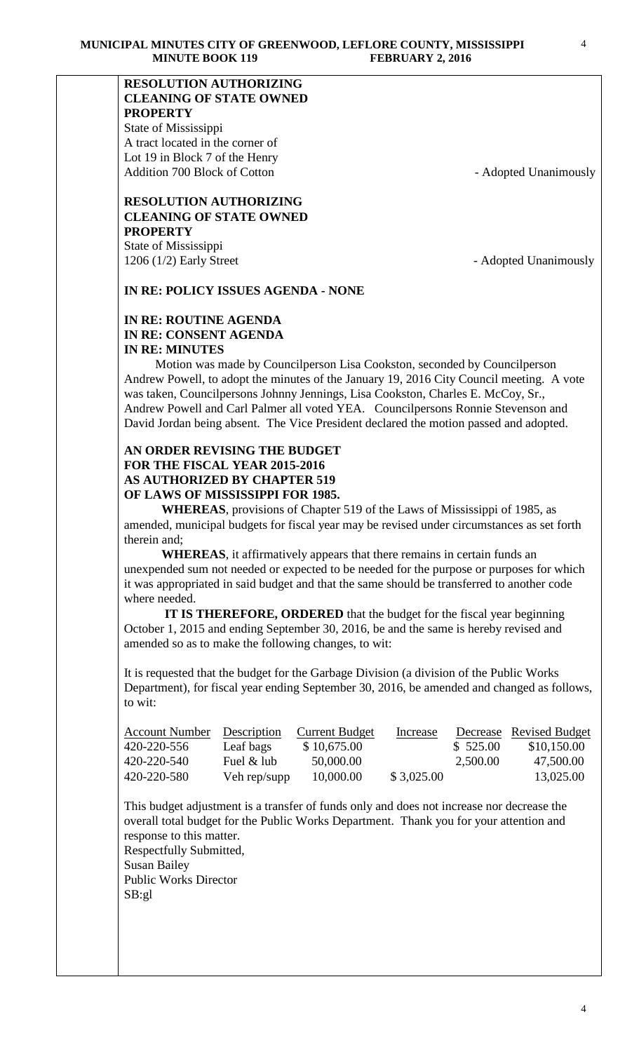**RESOLUTION AUTHORIZING CLEANING OF STATE OWNED PROPERTY**
State of Mississippi
A tract located in the corner of Lot 19 in Block 7 of the Henry Addition 700 Block of Cotton - Adopted Unanimously

**RESOLUTION AUTHORIZING CLEANING OF STATE OWNED PROPERTY**
State of Mississippi
1206 (1/2) Early Street - Adopted Unanimously

**IN RE: POLICY ISSUES AGENDA - NONE**

**IN RE: ROUTINE AGENDA**
**IN RE: CONSENT AGENDA**
**IN RE: MINUTES**

Motion was made by Councilperson Lisa Cookston, seconded by Councilperson Andrew Powell, to adopt the minutes of the January 19, 2016 City Council meeting. A vote was taken, Councilpersons Johnny Jennings, Lisa Cookston, Charles E. McCoy, Sr., Andrew Powell and Carl Palmer all voted YEA. Councilpersons Ronnie Stevenson and David Jordan being absent. The Vice President declared the motion passed and adopted.

**AN ORDER REVISING THE BUDGET FOR THE FISCAL YEAR 2015-2016 AS AUTHORIZED BY CHAPTER 519 OF LAWS OF MISSISSIPPI FOR 1985.**

**WHEREAS**, provisions of Chapter 519 of the Laws of Mississippi of 1985, as amended, municipal budgets for fiscal year may be revised under circumstances as set forth therein and;

**WHEREAS**, it affirmatively appears that there remains in certain funds an unexpended sum not needed or expected to be needed for the purpose or purposes for which it was appropriated in said budget and that the same should be transferred to another code where needed.

**IT IS THEREFORE, ORDERED** that the budget for the fiscal year beginning October 1, 2015 and ending September 30, 2016, be and the same is hereby revised and amended so as to make the following changes, to wit:

It is requested that the budget for the Garbage Division (a division of the Public Works Department), for fiscal year ending September 30, 2016, be amended and changed as follows, to wit:

| Account Number | Description | Current Budget | Increase | Decrease | Revised Budget |
|---|---|---|---|---|---|
| 420-220-556 | Leaf bags | $ 10,675.00 | | $ 525.00 | $10,150.00 |
| 420-220-540 | Fuel & lub | 50,000.00 | | 2,500.00 | 47,500.00 |
| 420-220-580 | Veh rep/supp | 10,000.00 | $ 3,025.00 | | 13,025.00 |

This budget adjustment is a transfer of funds only and does not increase nor decrease the overall total budget for the Public Works Department. Thank you for your attention and response to this matter.

Respectfully Submitted,
Susan Bailey
Public Works Director
SB:gl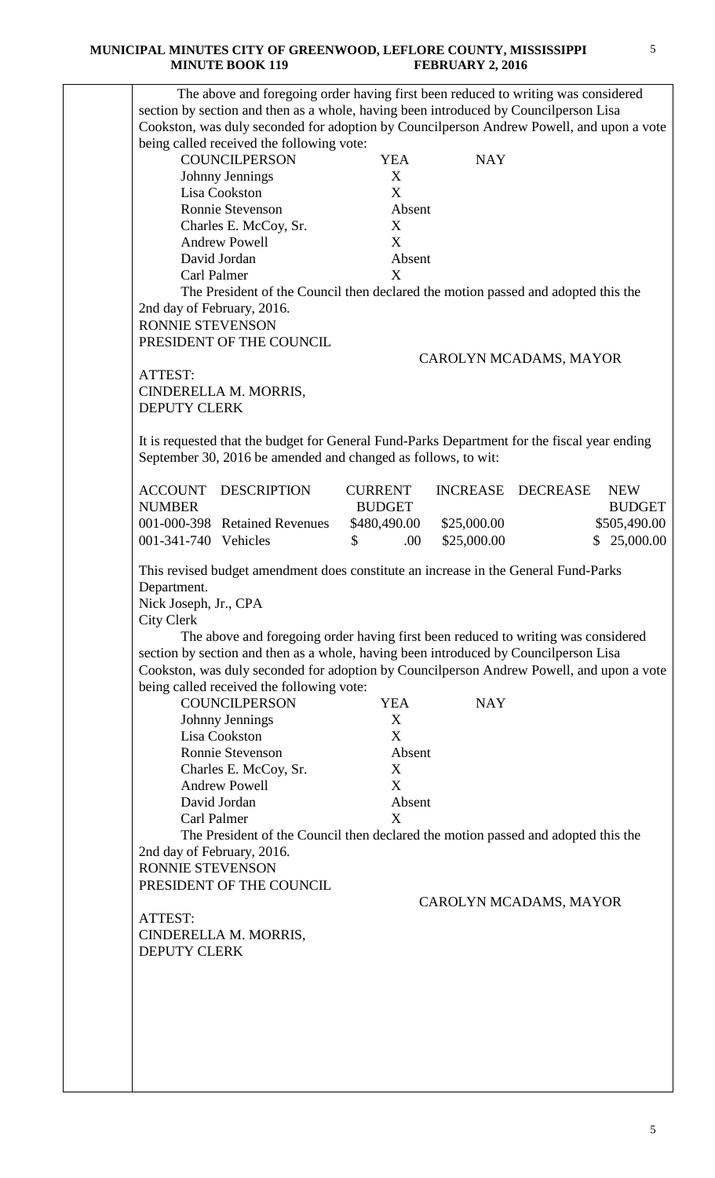The above and foregoing order having first been reduced to writing was considered section by section and then as a whole, having been introduced by Councilperson Lisa Cookston, was duly seconded for adoption by Councilperson Andrew Powell, and upon a vote being called received the following vote:

| COUNCILPERSON | YEA | NAY |
|---|---|---|
| Johnny Jennings | X | |
| Lisa Cookston | X | |
| Ronnie Stevenson | Absent | |
| Charles E. McCoy, Sr. | X | |
| Andrew Powell | X | |
| David Jordan | Absent | |
| Carl Palmer | X | |

The President of the Council then declared the motion passed and adopted this the 2nd day of February, 2016.

RONNIE STEVENSON
PRESIDENT OF THE COUNCIL

CAROLYN MCADAMS, MAYOR

ATTEST:
CINDERELLA M. MORRIS,
DEPUTY CLERK

It is requested that the budget for General Fund-Parks Department for the fiscal year ending September 30, 2016 be amended and changed as follows, to wit:

| ACCOUNT NUMBER | DESCRIPTION | CURRENT BUDGET | INCREASE | DECREASE | NEW BUDGET |
|---|---|---|---|---|---|
| 001-000-398 | Retained Revenues | $480,490.00 | $25,000.00 | | $505,490.00 |
| 001-341-740 | Vehicles | $ .00 | $25,000.00 | | $ 25,000.00 |

This revised budget amendment does constitute an increase in the General Fund-Parks Department.

Nick Joseph, Jr., CPA
City Clerk

The above and foregoing order having first been reduced to writing was considered section by section and then as a whole, having been introduced by Councilperson Lisa Cookston, was duly seconded for adoption by Councilperson Andrew Powell, and upon a vote being called received the following vote:

| COUNCILPERSON | YEA | NAY |
|---|---|---|
| Johnny Jennings | X | |
| Lisa Cookston | X | |
| Ronnie Stevenson | Absent | |
| Charles E. McCoy, Sr. | X | |
| Andrew Powell | X | |
| David Jordan | Absent | |
| Carl Palmer | X | |

The President of the Council then declared the motion passed and adopted this the 2nd day of February, 2016.

RONNIE STEVENSON
PRESIDENT OF THE COUNCIL

CAROLYN MCADAMS, MAYOR

ATTEST:
CINDERELLA M. MORRIS,
DEPUTY CLERK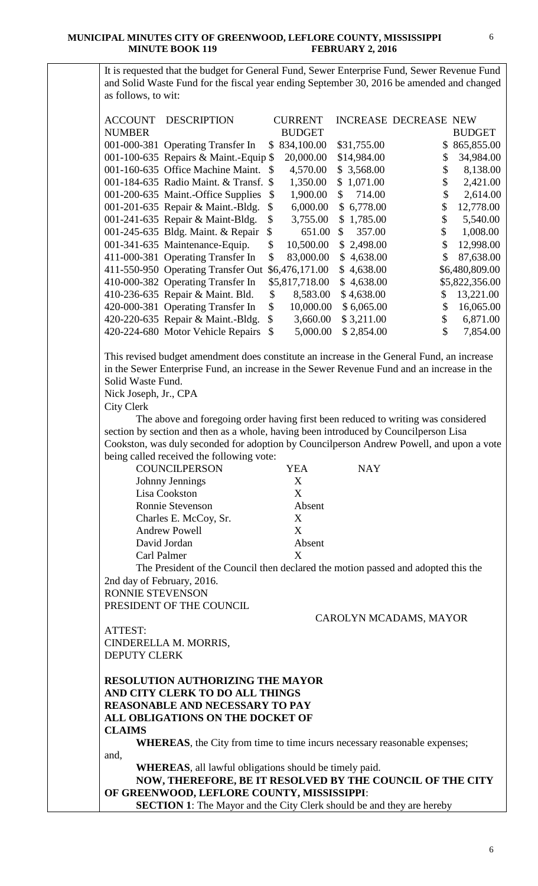It is requested that the budget for General Fund, Sewer Enterprise Fund, Sewer Revenue Fund and Solid Waste Fund for the fiscal year ending September 30, 2016 be amended and changed as follows, to wit:

| ACCOUNT NUMBER | DESCRIPTION | CURRENT BUDGET | INCREASE | DECREASE | NEW BUDGET |
|---|---|---|---|---|---|
| 001-000-381 | Operating Transfer In | $ 834,100.00 | $31,755.00 | | $ 865,855.00 |
| 001-100-635 | Repairs & Maint.-Equip | $ 20,000.00 | $14,984.00 | | $ 34,984.00 |
| 001-160-635 | Office Machine Maint. | $ 4,570.00 | $ 3,568.00 | | $ 8,138.00 |
| 001-184-635 | Radio Maint. & Transf. | $ 1,350.00 | $ 1,071.00 | | $ 2,421.00 |
| 001-200-635 | Maint.-Office Supplies | $ 1,900.00 | $ 714.00 | | $ 2,614.00 |
| 001-201-635 | Repair & Maint.-Bldg. | $ 6,000.00 | $ 6,778.00 | | $ 12,778.00 |
| 001-241-635 | Repair & Maint-Bldg. | $ 3,755.00 | $ 1,785.00 | | $ 5,540.00 |
| 001-245-635 | Bldg. Maint. & Repair | $ 651.00 | $ 357.00 | | $ 1,008.00 |
| 001-341-635 | Maintenance-Equip. | $ 10,500.00 | $ 2,498.00 | | $ 12,998.00 |
| 411-000-381 | Operating Transfer In | $ 83,000.00 | $ 4,638.00 | | $ 87,638.00 |
| 411-550-950 | Operating Transfer Out | $6,476,171.00 | $ 4,638.00 | | $6,480,809.00 |
| 410-000-382 | Operating Transfer In | $5,817,718.00 | $ 4,638.00 | | $5,822,356.00 |
| 410-236-635 | Repair & Maint. Bld. | $ 8,583.00 | $ 4,638.00 | | $ 13,221.00 |
| 420-000-381 | Operating Transfer In | $ 10,000.00 | $ 6,065.00 | | $ 16,065.00 |
| 420-220-635 | Repair & Maint.-Bldg. | $ 3,660.00 | $ 3,211.00 | | $ 6,871.00 |
| 420-224-680 | Motor Vehicle Repairs | $ 5,000.00 | $ 2,854.00 | | $ 7,854.00 |

This revised budget amendment does constitute an increase in the General Fund, an increase in the Sewer Enterprise Fund, an increase in the Sewer Revenue Fund and an increase in the Solid Waste Fund.

Nick Joseph, Jr., CPA
City Clerk

The above and foregoing order having first been reduced to writing was considered section by section and then as a whole, having been introduced by Councilperson Lisa Cookston, was duly seconded for adoption by Councilperson Andrew Powell, and upon a vote being called received the following vote:

| COUNCILPERSON | YEA | NAY |
|---|---|---|
| Johnny Jennings | X | |
| Lisa Cookston | X | |
| Ronnie Stevenson | Absent | |
| Charles E. McCoy, Sr. | X | |
| Andrew Powell | X | |
| David Jordan | Absent | |
| Carl Palmer | X | |

The President of the Council then declared the motion passed and adopted this the 2nd day of February, 2016.

RONNIE STEVENSON
PRESIDENT OF THE COUNCIL

CAROLYN MCADAMS, MAYOR

ATTEST:
CINDERELLA M. MORRIS,
DEPUTY CLERK

**RESOLUTION AUTHORIZING THE MAYOR AND CITY CLERK TO DO ALL THINGS REASONABLE AND NECESSARY TO PAY ALL OBLIGATIONS ON THE DOCKET OF CLAIMS**

**WHEREAS**, the City from time to time incurs necessary reasonable expenses; and,

**WHEREAS**, all lawful obligations should be timely paid.

**NOW, THEREFORE, BE IT RESOLVED BY THE COUNCIL OF THE CITY OF GREENWOOD, LEFLORE COUNTY, MISSISSIPPI**:

**SECTION 1**: The Mayor and the City Clerk should be and they are hereby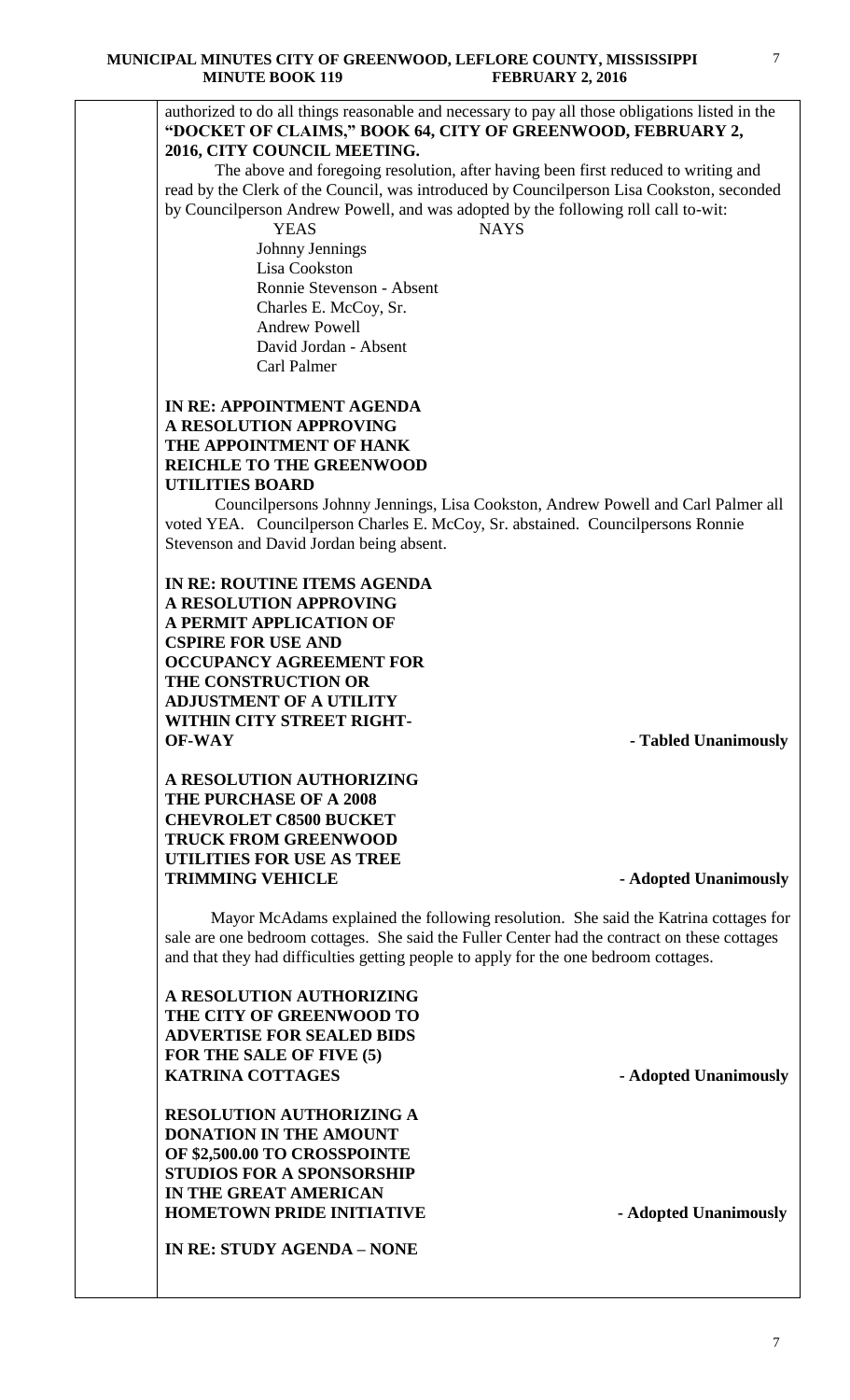authorized to do all things reasonable and necessary to pay all those obligations listed in the **"DOCKET OF CLAIMS," BOOK 64, CITY OF GREENWOOD, FEBRUARY 2, 2016, CITY COUNCIL MEETING.**

The above and foregoing resolution, after having been first reduced to writing and read by the Clerk of the Council, was introduced by Councilperson Lisa Cookston, seconded by Councilperson Andrew Powell, and was adopted by the following roll call to-wit:

| YEAS | NAYS |
|---|---|
| Johnny Jennings | |
| Lisa Cookston | |
| Ronnie Stevenson - Absent | |
| Charles E. McCoy, Sr. | |
| Andrew Powell | |
| David Jordan - Absent | |
| Carl Palmer | |

**IN RE: APPOINTMENT AGENDA**
**A RESOLUTION APPROVING THE APPOINTMENT OF HANK REICHLE TO THE GREENWOOD UTILITIES BOARD**

Councilpersons Johnny Jennings, Lisa Cookston, Andrew Powell and Carl Palmer all voted YEA. Councilperson Charles E. McCoy, Sr. abstained. Councilpersons Ronnie Stevenson and David Jordan being absent.

**IN RE: ROUTINE ITEMS AGENDA**
**A RESOLUTION APPROVING A PERMIT APPLICATION OF CSPIRE FOR USE AND OCCUPANCY AGREEMENT FOR THE CONSTRUCTION OR ADJUSTMENT OF A UTILITY WITHIN CITY STREET RIGHT-OF-WAY** **- Tabled Unanimously**

**A RESOLUTION AUTHORIZING THE PURCHASE OF A 2008 CHEVROLET C8500 BUCKET TRUCK FROM GREENWOOD UTILITIES FOR USE AS TREE TRIMMING VEHICLE** **- Adopted Unanimously**

Mayor McAdams explained the following resolution. She said the Katrina cottages for sale are one bedroom cottages. She said the Fuller Center had the contract on these cottages and that they had difficulties getting people to apply for the one bedroom cottages.

**A RESOLUTION AUTHORIZING THE CITY OF GREENWOOD TO ADVERTISE FOR SEALED BIDS FOR THE SALE OF FIVE (5) KATRINA COTTAGES** **- Adopted Unanimously**

**RESOLUTION AUTHORIZING A DONATION IN THE AMOUNT OF $2,500.00 TO CROSSPOINTE STUDIOS FOR A SPONSORSHIP IN THE GREAT AMERICAN HOMETOWN PRIDE INITIATIVE** **- Adopted Unanimously**

**IN RE: STUDY AGENDA – NONE**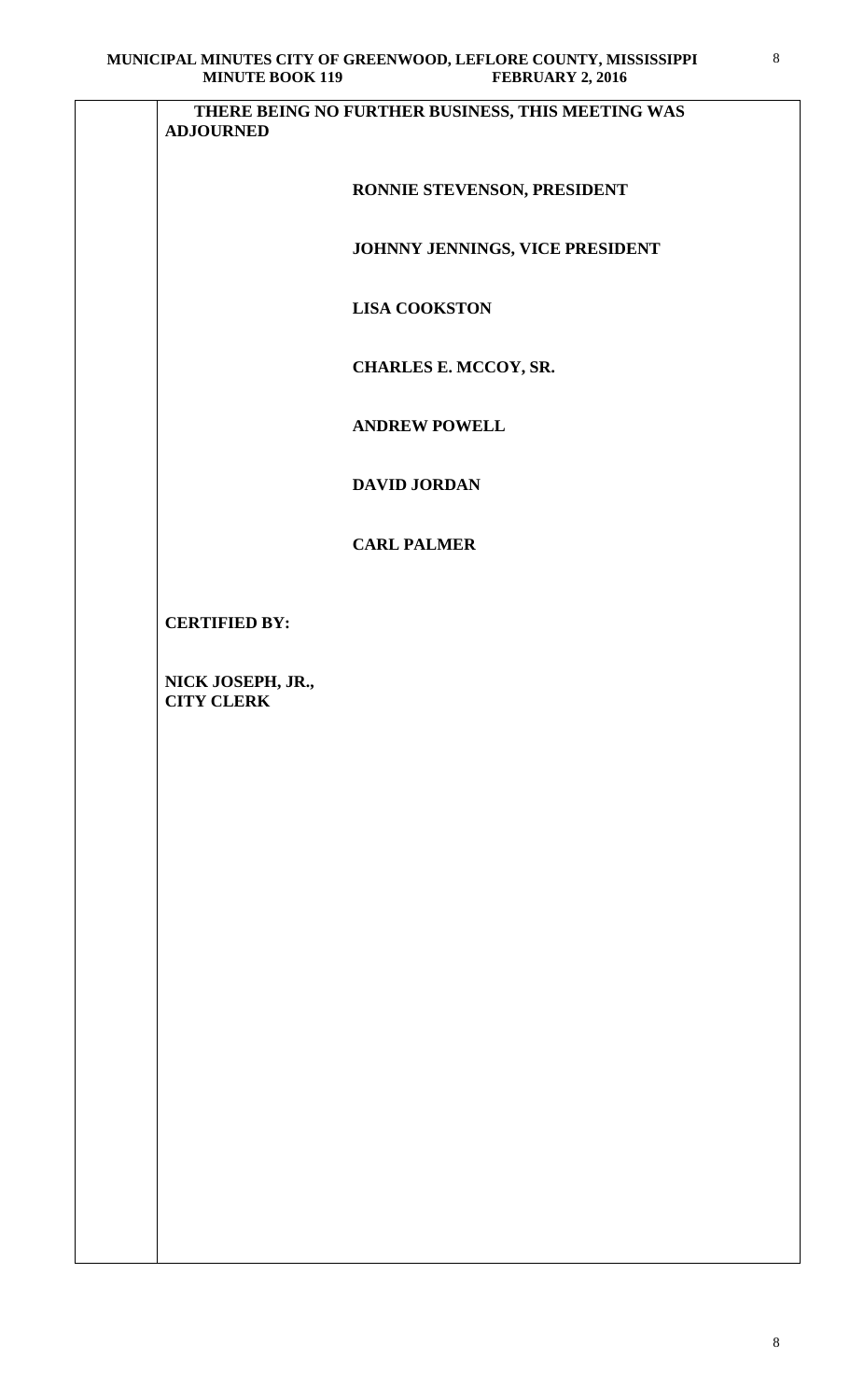**THERE BEING NO FURTHER BUSINESS, THIS MEETING WAS ADJOURNED**

**RONNIE STEVENSON, PRESIDENT**

**JOHNNY JENNINGS, VICE PRESIDENT**

**LISA COOKSTON**

**CHARLES E. MCCOY, SR.**

**ANDREW POWELL**

**DAVID JORDAN**

**CARL PALMER**

**CERTIFIED BY:**

**NICK JOSEPH, JR.,**
**CITY CLERK**